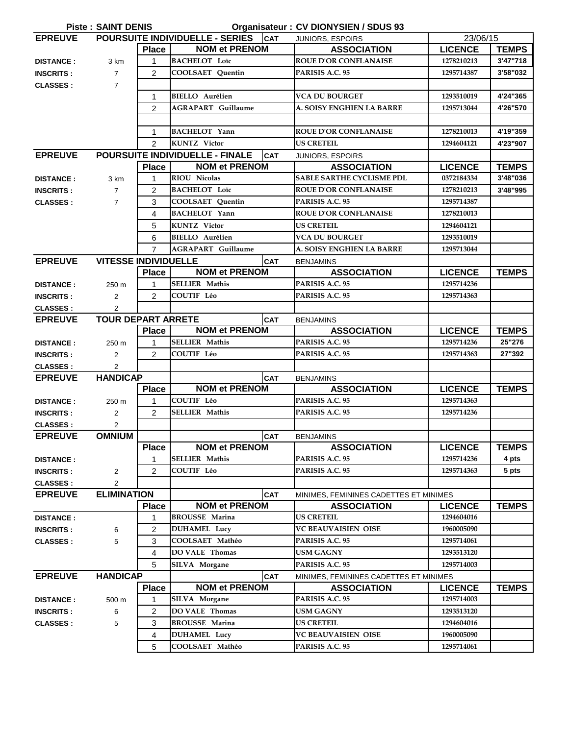**Piste : SAINT DENIS** **Organisateur : CV DIONYSIEN / SDUS 93**

| EPREUVE | POURSUITE INDIVIDUELLE - SERIES | | CAT | JUNIORS, ESPOIRS | 23/06/15 | |
|---|---|---|---|---|---|---|
| | | Place | NOM et PRENOM | ASSOCIATION | LICENCE | TEMPS |
| DISTANCE : | 3 km | 1 | BACHELOT Loïc | ROUE D'OR CONFLANAISE | 1278210213 | 3'47"718 |
| INSCRITS : | 7 | 2 | COOLSAET Quentin | PARISIS A.C. 95 | 1295714387 | 3'58"032 |
| CLASSES : | 7 | | | | | |
| | | 1 | BIELLO Aurélien | VCA DU BOURGET | 1293510019 | 4'24"365 |
| | | 2 | AGRAPART Guillaume | A. SOISY ENGHIEN LA BARRE | 1295713044 | 4'26"570 |
| | | | | | | |
| | | 1 | BACHELOT Yann | ROUE D'OR CONFLANAISE | 1278210013 | 4'19"359 |
| | | 2 | KUNTZ Victor | US CRETEIL | 1294604121 | 4'23"907 |

| EPREUVE | POURSUITE INDIVIDUELLE - FINALE | | CAT | JUNIORS, ESPOIRS | | |
|---|---|---|---|---|---|---|
| | | Place | NOM et PRENOM | ASSOCIATION | LICENCE | TEMPS |
| DISTANCE : | 3 km | 1 | RIOU Nicolas | SABLE SARTHE CYCLISME PDL | 0372184334 | 3'48"036 |
| INSCRITS : | 7 | 2 | BACHELOT Loïc | ROUE D'OR CONFLANAISE | 1278210213 | 3'48"995 |
| CLASSES : | 7 | 3 | COOLSAET Quentin | PARISIS A.C. 95 | 1295714387 | |
| | | 4 | BACHELOT Yann | ROUE D'OR CONFLANAISE | 1278210013 | |
| | | 5 | KUNTZ Victor | US CRETEIL | 1294604121 | |
| | | 6 | BIELLO Aurélien | VCA DU BOURGET | 1293510019 | |
| | | 7 | AGRAPART Guillaume | A. SOISY ENGHIEN LA BARRE | 1295713044 | |

| EPREUVE | VITESSE INDIVIDUELLE | | CAT | BENJAMINS | | |
|---|---|---|---|---|---|---|
| | | Place | NOM et PRENOM | ASSOCIATION | LICENCE | TEMPS |
| DISTANCE : | 250 m | 1 | SELLIER Mathis | PARISIS A.C. 95 | 1295714236 | |
| INSCRITS : | 2 | 2 | COUTIF Léo | PARISIS A.C. 95 | 1295714363 | |
| CLASSES : | 2 | | | | | |

| EPREUVE | TOUR DEPART ARRETE | | CAT | BENJAMINS | | |
|---|---|---|---|---|---|---|
| | | Place | NOM et PRENOM | ASSOCIATION | LICENCE | TEMPS |
| DISTANCE : | 250 m | 1 | SELLIER Mathis | PARISIS A.C. 95 | 1295714236 | 25"276 |
| INSCRITS : | 2 | 2 | COUTIF Léo | PARISIS A.C. 95 | 1295714363 | 27"392 |
| CLASSES : | 2 | | | | | |

| EPREUVE | HANDICAP | | CAT | BENJAMINS | | |
|---|---|---|---|---|---|---|
| | | Place | NOM et PRENOM | ASSOCIATION | LICENCE | TEMPS |
| DISTANCE : | 250 m | 1 | COUTIF Léo | PARISIS A.C. 95 | 1295714363 | |
| INSCRITS : | 2 | 2 | SELLIER Mathis | PARISIS A.C. 95 | 1295714236 | |
| CLASSES : | 2 | | | | | |

| EPREUVE | OMNIUM | | CAT | BENJAMINS | | |
|---|---|---|---|---|---|---|
| | | Place | NOM et PRENOM | ASSOCIATION | LICENCE | TEMPS |
| DISTANCE : | | 1 | SELLIER Mathis | PARISIS A.C. 95 | 1295714236 | 4 pts |
| INSCRITS : | 2 | 2 | COUTIF Léo | PARISIS A.C. 95 | 1295714363 | 5 pts |
| CLASSES : | 2 | | | | | |

| EPREUVE | ELIMINATION | | CAT | MINIMES, FEMININES CADETTES ET MINIMES | | |
|---|---|---|---|---|---|---|
| | | Place | NOM et PRENOM | ASSOCIATION | LICENCE | TEMPS |
| DISTANCE : | | 1 | BROUSSE Marina | US CRETEIL | 1294604016 | |
| INSCRITS : | 6 | 2 | DUHAMEL Lucy | VC BEAUVAISIEN OISE | 1960005090 | |
| CLASSES : | 5 | 3 | COOLSAET Mathéo | PARISIS A.C. 95 | 1295714061 | |
| | | 4 | DO VALE Thomas | USM GAGNY | 1293513120 | |
| | | 5 | SILVA Morgane | PARISIS A.C. 95 | 1295714003 | |

| EPREUVE | HANDICAP | | CAT | MINIMES, FEMININES CADETTES ET MINIMES | | |
|---|---|---|---|---|---|---|
| | | Place | NOM et PRENOM | ASSOCIATION | LICENCE | TEMPS |
| DISTANCE : | 500 m | 1 | SILVA Morgane | PARISIS A.C. 95 | 1295714003 | |
| INSCRITS : | 6 | 2 | DO VALE Thomas | USM GAGNY | 1293513120 | |
| CLASSES : | 5 | 3 | BROUSSE Marina | US CRETEIL | 1294604016 | |
| | | 4 | DUHAMEL Lucy | VC BEAUVAISIEN OISE | 1960005090 | |
| | | 5 | COOLSAET Mathéo | PARISIS A.C. 95 | 1295714061 | |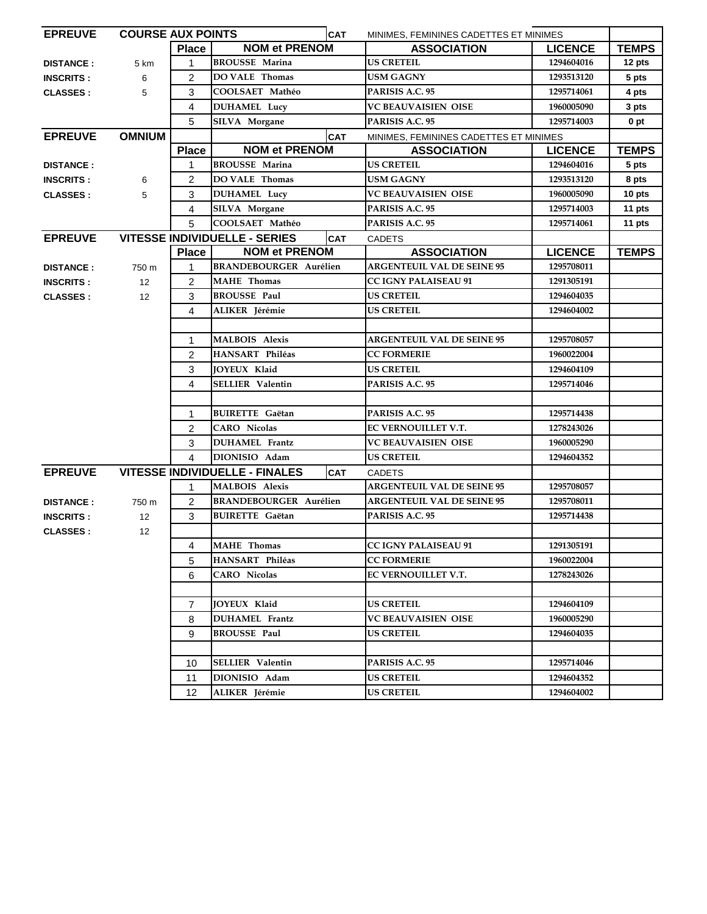| EPREUVE | COURSE AUX POINTS | | | CAT | MINIMES, FEMININES CADETTES ET MINIMES | |
|---|---|---|---|---|---|---|
| | | Place | NOM et PRENOM | ASSOCIATION | LICENCE | TEMPS |
| DISTANCE : | 5 km | 1 | BROUSSE Marina | US CRETEIL | 1294604016 | 12 pts |
| INSCRITS : | 6 | 2 | DO VALE Thomas | USM GAGNY | 1293513120 | 5 pts |
| CLASSES : | 5 | 3 | COOLSAET Mathéo | PARISIS A.C. 95 | 1295714061 | 4 pts |
| | | 4 | DUHAMEL Lucy | VC BEAUVAISIEN OISE | 1960005090 | 3 pts |
| | | 5 | SILVA Morgane | PARISIS A.C. 95 | 1295714003 | 0 pt |

| EPREUVE | OMNIUM | | | CAT | MINIMES, FEMININES CADETTES ET MINIMES | |
|---|---|---|---|---|---|---|
| | | Place | NOM et PRENOM | ASSOCIATION | LICENCE | TEMPS |
| DISTANCE : | | 1 | BROUSSE Marina | US CRETEIL | 1294604016 | 5 pts |
| INSCRITS : | 6 | 2 | DO VALE Thomas | USM GAGNY | 1293513120 | 8 pts |
| CLASSES : | 5 | 3 | DUHAMEL Lucy | VC BEAUVAISIEN OISE | 1960005090 | 10 pts |
| | | 4 | SILVA Morgane | PARISIS A.C. 95 | 1295714003 | 11 pts |
| | | 5 | COOLSAET Mathéo | PARISIS A.C. 95 | 1295714061 | 11 pts |

| EPREUVE | VITESSE INDIVIDUELLE - SERIES | | | CAT | CADETS | |
|---|---|---|---|---|---|---|
| | | Place | NOM et PRENOM | ASSOCIATION | LICENCE | TEMPS |
| DISTANCE : | 750 m | 1 | BRANDEBOURGER Aurélien | ARGENTEUIL VAL DE SEINE 95 | 1295708011 | |
| INSCRITS : | 12 | 2 | MAHE Thomas | CC IGNY PALAISEAU 91 | 1291305191 | |
| CLASSES : | 12 | 3 | BROUSSE Paul | US CRETEIL | 1294604035 | |
| | | 4 | ALIKER Jérémie | US CRETEIL | 1294604002 | |
| | | | | | | |
| | | 1 | MALBOIS Alexis | ARGENTEUIL VAL DE SEINE 95 | 1295708057 | |
| | | 2 | HANSART Philéas | CC FORMERIE | 1960022004 | |
| | | 3 | JOYEUX Klaid | US CRETEIL | 1294604109 | |
| | | 4 | SELLIER Valentin | PARISIS A.C. 95 | 1295714046 | |
| | | | | | | |
| | | 1 | BUIRETTE Gaëtan | PARISIS A.C. 95 | 1295714438 | |
| | | 2 | CARO Nicolas | EC VERNOUILLET V.T. | 1278243026 | |
| | | 3 | DUHAMEL Frantz | VC BEAUVAISIEN OISE | 1960005290 | |
| | | 4 | DIONISIO Adam | US CRETEIL | 1294604352 | |

| EPREUVE | VITESSE INDIVIDUELLE - FINALES | | | CAT | CADETS | |
|---|---|---|---|---|---|---|
| | | 1 | MALBOIS Alexis | ARGENTEUIL VAL DE SEINE 95 | 1295708057 | |
| DISTANCE : | 750 m | 2 | BRANDEBOURGER Aurélien | ARGENTEUIL VAL DE SEINE 95 | 1295708011 | |
| INSCRITS : | 12 | 3 | BUIRETTE Gaëtan | PARISIS A.C. 95 | 1295714438 | |
| CLASSES : | 12 | | | | | |
| | | 4 | MAHE Thomas | CC IGNY PALAISEAU 91 | 1291305191 | |
| | | 5 | HANSART Philéas | CC FORMERIE | 1960022004 | |
| | | 6 | CARO Nicolas | EC VERNOUILLET V.T. | 1278243026 | |
| | | | | | | |
| | | 7 | JOYEUX Klaid | US CRETEIL | 1294604109 | |
| | | 8 | DUHAMEL Frantz | VC BEAUVAISIEN OISE | 1960005290 | |
| | | 9 | BROUSSE Paul | US CRETEIL | 1294604035 | |
| | | | | | | |
| | | 10 | SELLIER Valentin | PARISIS A.C. 95 | 1295714046 | |
| | | 11 | DIONISIO Adam | US CRETEIL | 1294604352 | |
| | | 12 | ALIKER Jérémie | US CRETEIL | 1294604002 | |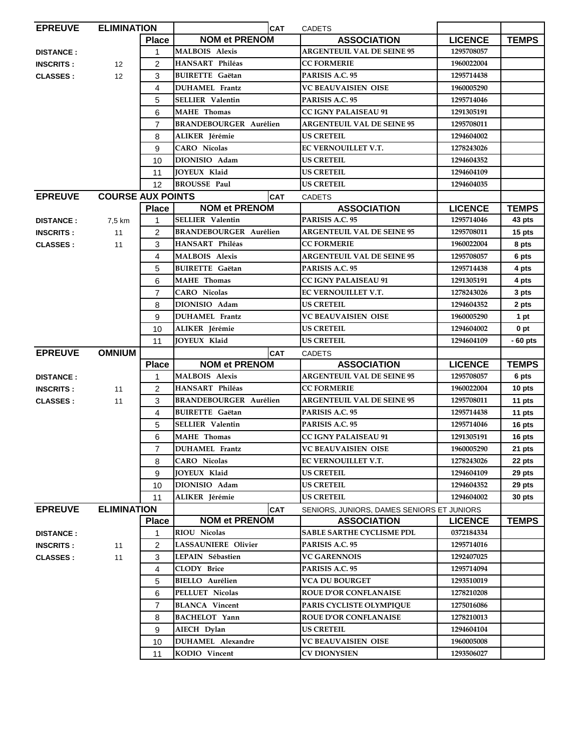| EPREUVE | ELIMINATION | | | CAT | CADETS | | |
|---|---|---|---|---|---|---|---|
| | | Place | NOM et PRENOM | | ASSOCIATION | LICENCE | TEMPS |
| DISTANCE : | | 1 | MALBOIS Alexis | | ARGENTEUIL VAL DE SEINE 95 | 1295708057 | |
| INSCRITS : | 12 | 2 | HANSART Philéas | | CC FORMERIE | 1960022004 | |
| CLASSES : | 12 | 3 | BUIRETTE Gaëtan | | PARISIS A.C. 95 | 1295714438 | |
| | | 4 | DUHAMEL Frantz | | VC BEAUVAISIEN OISE | 1960005290 | |
| | | 5 | SELLIER Valentin | | PARISIS A.C. 95 | 1295714046 | |
| | | 6 | MAHE Thomas | | CC IGNY PALAISEAU 91 | 1291305191 | |
| | | 7 | BRANDEBOURGER Aurélien | | ARGENTEUIL VAL DE SEINE 95 | 1295708011 | |
| | | 8 | ALIKER Jérémie | | US CRETEIL | 1294604002 | |
| | | 9 | CARO Nicolas | | EC VERNOUILLET V.T. | 1278243026 | |
| | | 10 | DIONISIO Adam | | US CRETEIL | 1294604352 | |
| | | 11 | JOYEUX Klaid | | US CRETEIL | 1294604109 | |
| | | 12 | BROUSSE Paul | | US CRETEIL | 1294604035 | |

| EPREUVE | COURSE AUX POINTS | | | CAT | CADETS | | |
|---|---|---|---|---|---|---|---|
| | | Place | NOM et PRENOM | | ASSOCIATION | LICENCE | TEMPS |
| DISTANCE : | 7,5 km | 1 | SELLIER Valentin | | PARISIS A.C. 95 | 1295714046 | 43 pts |
| INSCRITS : | 11 | 2 | BRANDEBOURGER Aurélien | | ARGENTEUIL VAL DE SEINE 95 | 1295708011 | 15 pts |
| CLASSES : | 11 | 3 | HANSART Philéas | | CC FORMERIE | 1960022004 | 8 pts |
| | | 4 | MALBOIS Alexis | | ARGENTEUIL VAL DE SEINE 95 | 1295708057 | 6 pts |
| | | 5 | BUIRETTE Gaëtan | | PARISIS A.C. 95 | 1295714438 | 4 pts |
| | | 6 | MAHE Thomas | | CC IGNY PALAISEAU 91 | 1291305191 | 4 pts |
| | | 7 | CARO Nicolas | | EC VERNOUILLET V.T. | 1278243026 | 3 pts |
| | | 8 | DIONISIO Adam | | US CRETEIL | 1294604352 | 2 pts |
| | | 9 | DUHAMEL Frantz | | VC BEAUVAISIEN OISE | 1960005290 | 1 pt |
| | | 10 | ALIKER Jérémie | | US CRETEIL | 1294604002 | 0 pt |
| | | 11 | JOYEUX Klaid | | US CRETEIL | 1294604109 | - 60 pts |

| EPREUVE | OMNIUM | | | CAT | CADETS | | |
|---|---|---|---|---|---|---|---|
| | | Place | NOM et PRENOM | | ASSOCIATION | LICENCE | TEMPS |
| DISTANCE : | | 1 | MALBOIS Alexis | | ARGENTEUIL VAL DE SEINE 95 | 1295708057 | 6 pts |
| INSCRITS : | 11 | 2 | HANSART Philéas | | CC FORMERIE | 1960022004 | 10 pts |
| CLASSES : | 11 | 3 | BRANDEBOURGER Aurélien | | ARGENTEUIL VAL DE SEINE 95 | 1295708011 | 11 pts |
| | | 4 | BUIRETTE Gaëtan | | PARISIS A.C. 95 | 1295714438 | 11 pts |
| | | 5 | SELLIER Valentin | | PARISIS A.C. 95 | 1295714046 | 16 pts |
| | | 6 | MAHE Thomas | | CC IGNY PALAISEAU 91 | 1291305191 | 16 pts |
| | | 7 | DUHAMEL Frantz | | VC BEAUVAISIEN OISE | 1960005290 | 21 pts |
| | | 8 | CARO Nicolas | | EC VERNOUILLET V.T. | 1278243026 | 22 pts |
| | | 9 | JOYEUX Klaid | | US CRETEIL | 1294604109 | 29 pts |
| | | 10 | DIONISIO Adam | | US CRETEIL | 1294604352 | 29 pts |
| | | 11 | ALIKER Jérémie | | US CRETEIL | 1294604002 | 30 pts |

| EPREUVE | ELIMINATION | | | CAT | SENIORS, JUNIORS, DAMES SENIORS ET JUNIORS | | |
|---|---|---|---|---|---|---|---|
| | | Place | NOM et PRENOM | | ASSOCIATION | LICENCE | TEMPS |
| DISTANCE : | | 1 | RIOU Nicolas | | SABLE SARTHE CYCLISME PDL | 0372184334 | |
| INSCRITS : | 11 | 2 | LASSAUNIERE Olivier | | PARISIS A.C. 95 | 1295714016 | |
| CLASSES : | 11 | 3 | LEPAIN Sébastien | | VC GARENNOIS | 1292407025 | |
| | | 4 | CLODY Brice | | PARISIS A.C. 95 | 1295714094 | |
| | | 5 | BIELLO Aurélien | | VCA DU BOURGET | 1293510019 | |
| | | 6 | PELLUET Nicolas | | ROUE D'OR CONFLANAISE | 1278210208 | |
| | | 7 | BLANCA Vincent | | PARIS CYCLISTE OLYMPIQUE | 1275016086 | |
| | | 8 | BACHELOT Yann | | ROUE D'OR CONFLANAISE | 1278210013 | |
| | | 9 | AIECH Dylan | | US CRETEIL | 1294604104 | |
| | | 10 | DUHAMEL Alexandre | | VC BEAUVAISIEN OISE | 1960005008 | |
| | | 11 | KODIO Vincent | | CV DIONYSIEN | 1293506027 | |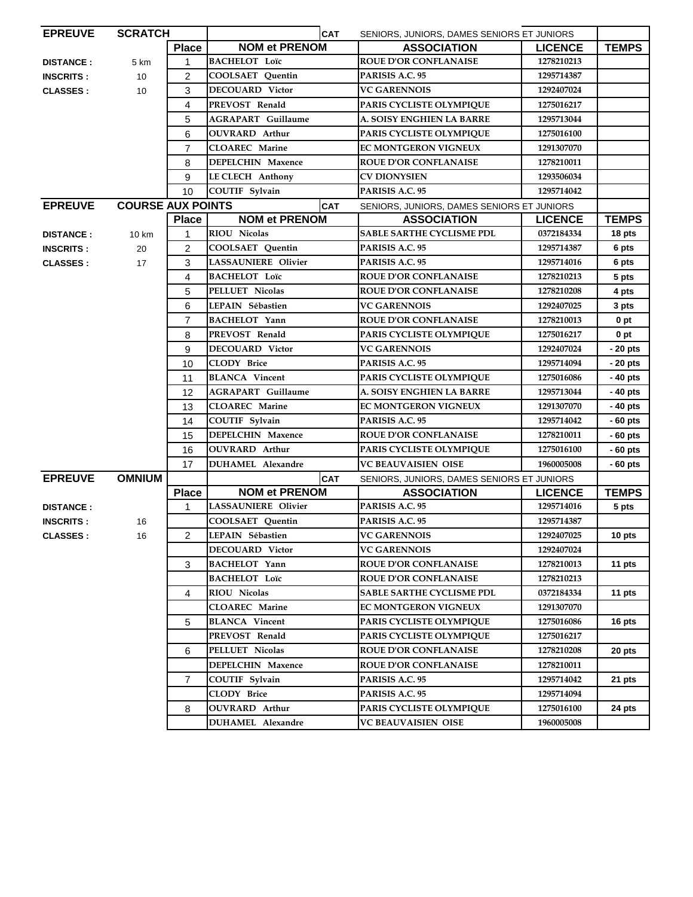| EPREUVE | SCRATCH | | | CAT | SENIORS, JUNIORS, DAMES SENIORS ET JUNIORS | | |
|---|---|---|---|---|---|---|---|
| | | Place | NOM et PRENOM | | ASSOCIATION | LICENCE | TEMPS |
| DISTANCE : | 5 km | 1 | BACHELOT Loïc | | ROUE D'OR CONFLANAISE | 1278210213 | |
| INSCRITS : | 10 | 2 | COOLSAET Quentin | | PARISIS A.C. 95 | 1295714387 | |
| CLASSES : | 10 | 3 | DECOUARD Victor | | VC GARENNOIS | 1292407024 | |
| | | 4 | PREVOST Renald | | PARIS CYCLISTE OLYMPIQUE | 1275016217 | |
| | | 5 | AGRAPART Guillaume | | A. SOISY ENGHIEN LA BARRE | 1295713044 | |
| | | 6 | OUVRARD Arthur | | PARIS CYCLISTE OLYMPIQUE | 1275016100 | |
| | | 7 | CLOAREC Marine | | EC MONTGERON VIGNEUX | 1291307070 | |
| | | 8 | DEPELCHIN Maxence | | ROUE D'OR CONFLANAISE | 1278210011 | |
| | | 9 | LE CLECH Anthony | | CV DIONYSIEN | 1293506034 | |
| | | 10 | COUTIF Sylvain | | PARISIS A.C. 95 | 1295714042 | |

| EPREUVE | COURSE AUX POINTS | | | CAT | SENIORS, JUNIORS, DAMES SENIORS ET JUNIORS | | |
|---|---|---|---|---|---|---|---|
| | | Place | NOM et PRENOM | | ASSOCIATION | LICENCE | TEMPS |
| DISTANCE : | 10 km | 1 | RIOU Nicolas | | SABLE SARTHE CYCLISME PDL | 0372184334 | 18 pts |
| INSCRITS : | 20 | 2 | COOLSAET Quentin | | PARISIS A.C. 95 | 1295714387 | 6 pts |
| CLASSES : | 17 | 3 | LASSAUNIERE Olivier | | PARISIS A.C. 95 | 1295714016 | 6 pts |
| | | 4 | BACHELOT Loïc | | ROUE D'OR CONFLANAISE | 1278210213 | 5 pts |
| | | 5 | PELLUET Nicolas | | ROUE D'OR CONFLANAISE | 1278210208 | 4 pts |
| | | 6 | LEPAIN Sébastien | | VC GARENNOIS | 1292407025 | 3 pts |
| | | 7 | BACHELOT Yann | | ROUE D'OR CONFLANAISE | 1278210013 | 0 pt |
| | | 8 | PREVOST Renald | | PARIS CYCLISTE OLYMPIQUE | 1275016217 | 0 pt |
| | | 9 | DECOUARD Victor | | VC GARENNOIS | 1292407024 | - 20 pts |
| | | 10 | CLODY Brice | | PARISIS A.C. 95 | 1295714094 | - 20 pts |
| | | 11 | BLANCA Vincent | | PARIS CYCLISTE OLYMPIQUE | 1275016086 | - 40 pts |
| | | 12 | AGRAPART Guillaume | | A. SOISY ENGHIEN LA BARRE | 1295713044 | - 40 pts |
| | | 13 | CLOAREC Marine | | EC MONTGERON VIGNEUX | 1291307070 | - 40 pts |
| | | 14 | COUTIF Sylvain | | PARISIS A.C. 95 | 1295714042 | - 60 pts |
| | | 15 | DEPELCHIN Maxence | | ROUE D'OR CONFLANAISE | 1278210011 | - 60 pts |
| | | 16 | OUVRARD Arthur | | PARIS CYCLISTE OLYMPIQUE | 1275016100 | - 60 pts |
| | | 17 | DUHAMEL Alexandre | | VC BEAUVAISIEN OISE | 1960005008 | - 60 pts |

| EPREUVE | OMNIUM | | | CAT | SENIORS, JUNIORS, DAMES SENIORS ET JUNIORS | | |
|---|---|---|---|---|---|---|---|
| | | Place | NOM et PRENOM | | ASSOCIATION | LICENCE | TEMPS |
| DISTANCE : | | 1 | LASSAUNIERE Olivier | | PARISIS A.C. 95 | 1295714016 | 5 pts |
| INSCRITS : | 16 | | COOLSAET Quentin | | PARISIS A.C. 95 | 1295714387 | |
| CLASSES : | 16 | 2 | LEPAIN Sébastien | | VC GARENNOIS | 1292407025 | 10 pts |
| | | | DECOUARD Victor | | VC GARENNOIS | 1292407024 | |
| | | 3 | BACHELOT Yann | | ROUE D'OR CONFLANAISE | 1278210013 | 11 pts |
| | | | BACHELOT Loïc | | ROUE D'OR CONFLANAISE | 1278210213 | |
| | | 4 | RIOU Nicolas | | SABLE SARTHE CYCLISME PDL | 0372184334 | 11 pts |
| | | | CLOAREC Marine | | EC MONTGERON VIGNEUX | 1291307070 | |
| | | 5 | BLANCA Vincent | | PARIS CYCLISTE OLYMPIQUE | 1275016086 | 16 pts |
| | | | PREVOST Renald | | PARIS CYCLISTE OLYMPIQUE | 1275016217 | |
| | | 6 | PELLUET Nicolas | | ROUE D'OR CONFLANAISE | 1278210208 | 20 pts |
| | | | DEPELCHIN Maxence | | ROUE D'OR CONFLANAISE | 1278210011 | |
| | | 7 | COUTIF Sylvain | | PARISIS A.C. 95 | 1295714042 | 21 pts |
| | | | CLODY Brice | | PARISIS A.C. 95 | 1295714094 | |
| | | 8 | OUVRARD Arthur | | PARIS CYCLISTE OLYMPIQUE | 1275016100 | 24 pts |
| | | | DUHAMEL Alexandre | | VC BEAUVAISIEN OISE | 1960005008 | |